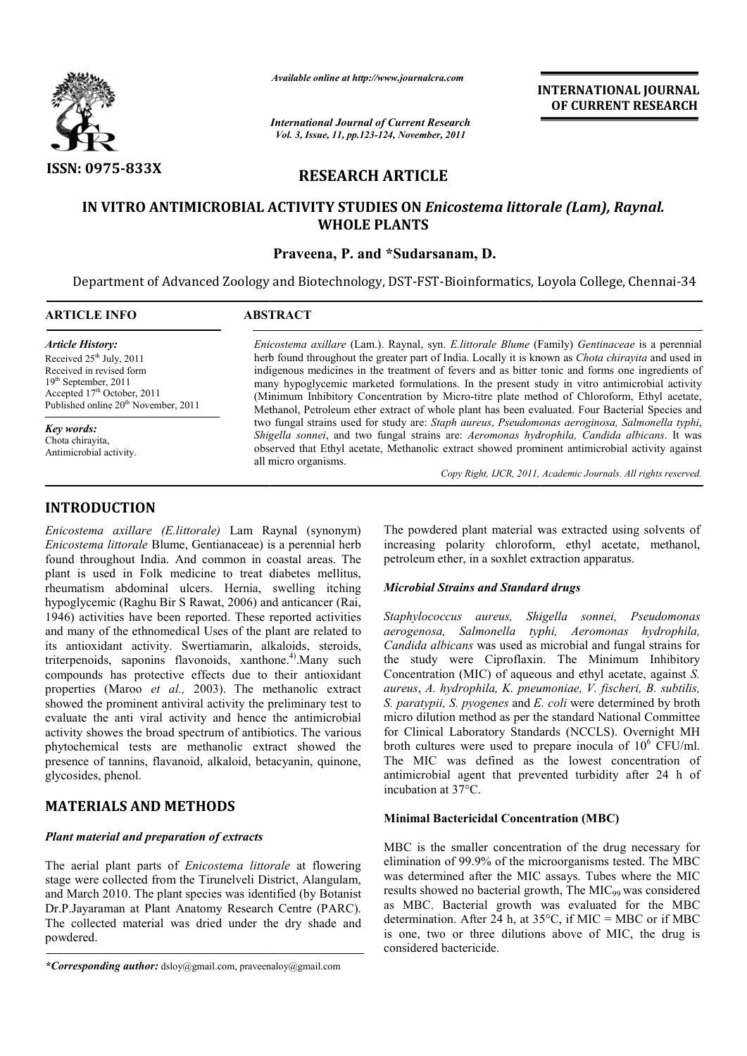ISSN: 0975-833X

*Available online at http://www.journalcra.com*

*International Journal of Current Research*
*Vol. 3, Issue, 11, pp.123-124, November, 2011*

**INTERNATIONAL JOURNAL OF CURRENT RESEARCH**

# RESEARCH ARTICLE

# IN VITRO ANTIMICROBIAL ACTIVITY STUDIES ON *Enicostema littorale (Lam), Raynal.* WHOLE PLANTS

**Praveena, P. and \*Sudarsanam, D.**

Department of Advanced Zoology and Biotechnology, DST-FST-Bioinformatics, Loyola College, Chennai-34

| ARTICLE INFO | ABSTRACT |
|---|---|
| ***Article History:*** Received 25th July, 2011; Received in revised form 19th September, 2011; Accepted 17th October, 2011; Published online 20th November, 2011. ***Key words:*** Chota chirayita, Antimicrobial activity. | *Enicostema axillare* (Lam.). Raynal, syn. *E.littorale Blume* (Family) *Gentinaceae* is a perennial herb found throughout the greater part of India. Locally it is known as *Chota chirayita* and used in indigenous medicines in the treatment of fevers and as bitter tonic and forms one ingredients of many hypoglycemic marketed formulations. In the present study in vitro antimicrobial activity (Minimum Inhibitory Concentration by Micro-titre plate method of Chloroform, Ethyl acetate, Methanol, Petroleum ether extract of whole plant has been evaluated. Four Bacterial Species and two fungal strains used for study are: *Staph aureus*, *Pseudomonas aeroginosa, Salmonella typhi*, *Shigella sonnei*, and two fungal strains are: *Aeromonas hydrophila, Candida albicans*. It was observed that Ethyl acetate, Methanolic extract showed prominent antimicrobial activity against all micro organisms. |

*Copy Right, IJCR, 2011, Academic Journals. All rights reserved.*

## INTRODUCTION

*Enicostema axillare (E.littorale)* Lam Raynal (synonym) *Enicostema littorale* Blume, Gentianaceae) is a perennial herb found throughout India. And common in coastal areas. The plant is used in Folk medicine to treat diabetes mellitus, rheumatism abdominal ulcers. Hernia, swelling itching hypoglycemic (Raghu Bir S Rawat, 2006) and anticancer (Rai, 1946) activities have been reported. These reported activities and many of the ethnomedical Uses of the plant are related to its antioxidant activity. Swertiamarin, alkaloids, steroids, triterpenoids, saponins flavonoids, xanthone.[4)].Many such compounds has protective effects due to their antioxidant properties (Maroo *et al.,* 2003). The methanolic extract showed the prominent antiviral activity the preliminary test to evaluate the anti viral activity and hence the antimicrobial activity showes the broad spectrum of antibiotics. The various phytochemical tests are methanolic extract showed the presence of tannins, flavanoid, alkaloid, betacyanin, quinone, glycosides, phenol.

## MATERIALS AND METHODS

### *Plant material and preparation of extracts*

The aerial plant parts of *Enicostema littorale* at flowering stage were collected from the Tirunelveli District, Alangulam, and March 2010. The plant species was identified (by Botanist Dr.P.Jayaraman at Plant Anatomy Research Centre (PARC). The collected material was dried under the dry shade and powdered.

The powdered plant material was extracted using solvents of increasing polarity chloroform, ethyl acetate, methanol, petroleum ether, in a soxhlet extraction apparatus.

### *Microbial Strains and Standard drugs*

*Staphylococcus aureus, Shigella sonnei, Pseudomonas aerogenosa, Salmonella typhi, Aeromonas hydrophila, Candida albicans* was used as microbial and fungal strains for the study were Ciprofloxin. The Minimum Inhibitory Concentration (MIC) of aqueous and ethyl acetate, against *S. aureus*, *A. hydrophila, K. pneumoniae, V. fischeri, B. subtilis, S. paratypii, S. pyogenes* and *E. coli* were determined by broth micro dilution method as per the standard National Committee for Clinical Laboratory Standards (NCCLS). Overnight MH broth cultures were used to prepare inocula of $10^6$ CFU/ml. The MIC was defined as the lowest concentration of antimicrobial agent that prevented turbidity after 24 h of incubation at 37°C.

### Minimal Bactericidal Concentration (MBC)

MBC is the smaller concentration of the drug necessary for elimination of 99.9% of the microorganisms tested. The MBC was determined after the MIC assays. Tubes where the MIC results showed no bacterial growth, The $MIC_{99}$ was considered as MBC. Bacterial growth was evaluated for the MBC determination. After 24 h, at 35°C, if MIC = MBC or if MBC is one, two or three dilutions above of MIC, the drug is considered bactericide.

*\*Corresponding author:* dsloy@gmail.com, praveenaloy@gmail.com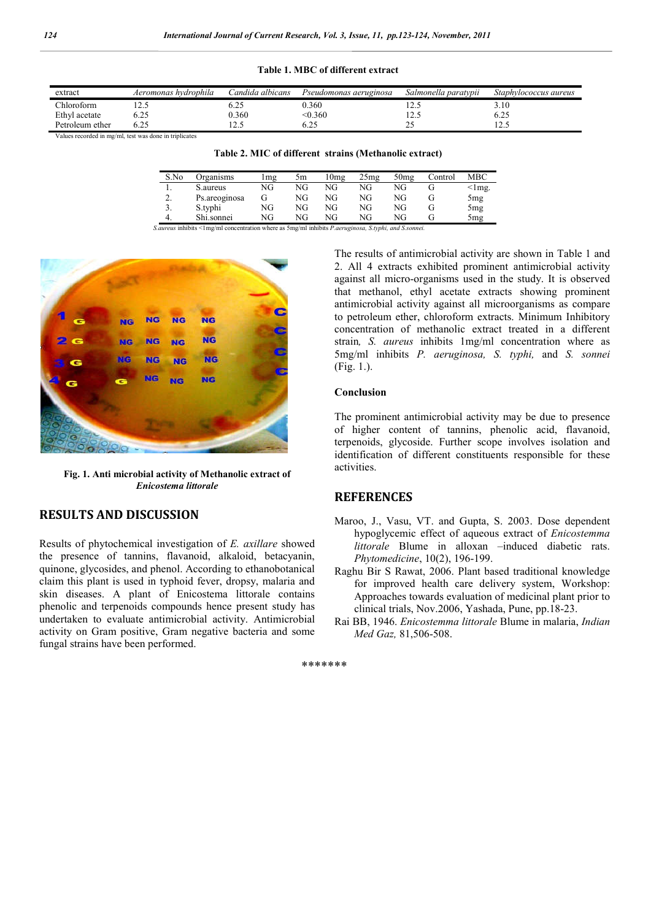**Table 1. MBC of different extract**

| extract | *Aeromonas hydrophila* | *Candida albicans* | *Pseudomonas aeruginosa* | *Salmonella paratypii* | *Staphylococcus aureus* |
|---|---|---|---|---|---|
| Chloroform | 12.5 | 6.25 | 0.360 | 12.5 | 3.10 |
| Ethyl acetate | 6.25 | 0.360 | <0.360 | 12.5 | 6.25 |
| Petroleum ether | 6.25 | 12.5 | 6.25 | 25 | 12.5 |

Values recorded in mg/ml, test was done in triplicates

**Table 2. MIC of different strains (Methanolic extract)**

| S.No | Organisms | 1mg | 5m | 10mg | 25mg | 50mg | Control | MBC |
|---|---|---|---|---|---|---|---|---|
| 1. | S.aureus | NG | NG | NG | NG | NG | G | <1mg. |
| 2. | Ps.areoginosa | G | NG | NG | NG | NG | G | 5mg |
| 3. | S.typhi | NG | NG | NG | NG | NG | G | 5mg |
| 4. | Shi.sonnei | NG | NG | NG | NG | NG | G | 5mg |

*S.aureus* inhibits <1mg/ml concentration where as 5mg/ml inhibits *P.aeruginosa, S.typhi, and S.sonnei.*

**Fig. 1. Anti microbial activity of Methanolic extract of *Enicostema littorale***

## RESULTS AND DISCUSSION

Results of phytochemical investigation of *E. axillare* showed the presence of tannins, flavanoid, alkaloid, betacyanin, quinone, glycosides, and phenol. According to ethanobotanical claim this plant is used in typhoid fever, dropsy, malaria and skin diseases. A plant of Enicostema littorale contains phenolic and terpenoids compounds hence present study has undertaken to evaluate antimicrobial activity. Antimicrobial activity on Gram positive, Gram negative bacteria and some fungal strains have been performed.

The results of antimicrobial activity are shown in Table 1 and 2. All 4 extracts exhibited prominent antimicrobial activity against all micro-organisms used in the study. It is observed that methanol, ethyl acetate extracts showing prominent antimicrobial activity against all microorganisms as compare to petroleum ether, chloroform extracts. Minimum Inhibitory concentration of methanolic extract treated in a different strain, *S. aureus* inhibits 1mg/ml concentration where as 5mg/ml inhibits *P. aeruginosa, S. typhi,* and *S. sonnei* (Fig. 1.).

### Conclusion

The prominent antimicrobial activity may be due to presence of higher content of tannins, phenolic acid, flavanoid, terpenoids, glycoside. Further scope involves isolation and identification of different constituents responsible for these activities.

## REFERENCES

Maroo, J., Vasu, VT. and Gupta, S. 2003. Dose dependent hypoglycemic effect of aqueous extract of *Enicostemma littorale* Blume in alloxan –induced diabetic rats. *Phytomedicine*, 10(2), 196-199.

Raghu Bir S Rawat, 2006. Plant based traditional knowledge for improved health care delivery system, Workshop: Approaches towards evaluation of medicinal plant prior to clinical trials, Nov.2006, Yashada, Pune, pp.18-23.

Rai BB, 1946. *Enicostemma littorale* Blume in malaria, *Indian Med Gaz,* 81,506-508.

*******